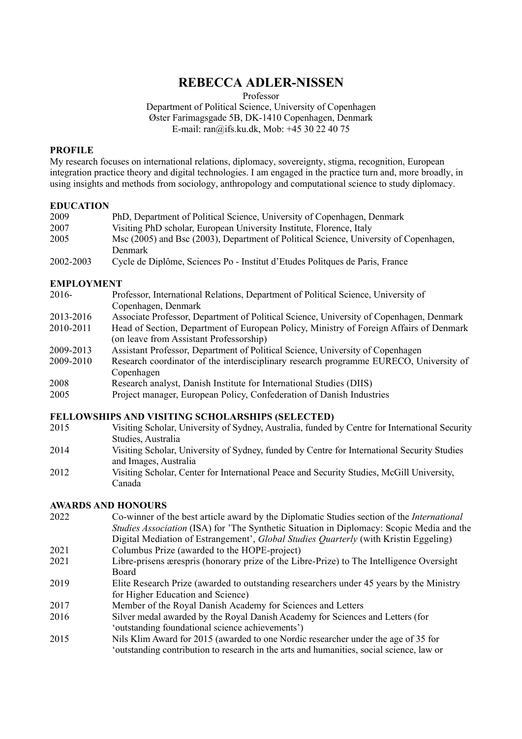# REBECCA ADLER-NISSEN

Professor
Department of Political Science, University of Copenhagen
Øster Farimagsgade 5B, DK-1410 Copenhagen, Denmark
E-mail: ran@ifs.ku.dk, Mob: +45 30 22 40 75

## PROFILE

My research focuses on international relations, diplomacy, sovereignty, stigma, recognition, European integration practice theory and digital technologies. I am engaged in the practice turn and, more broadly, in using insights and methods from sociology, anthropology and computational science to study diplomacy.

## EDUCATION

| | |
|---|---|
| 2009 | PhD, Department of Political Science, University of Copenhagen, Denmark |
| 2007 | Visiting PhD scholar, European University Institute, Florence, Italy |
| 2005 | Msc (2005) and Bsc (2003), Department of Political Science, University of Copenhagen, Denmark |
| 2002-2003 | Cycle de Diplôme, Sciences Po - Institut d'Etudes Politques de Paris, France |

## EMPLOYMENT

| | |
|---|---|
| 2016- | Professor, International Relations, Department of Political Science, University of Copenhagen, Denmark |
| 2013-2016 | Associate Professor, Department of Political Science, University of Copenhagen, Denmark |
| 2010-2011 | Head of Section, Department of European Policy, Ministry of Foreign Affairs of Denmark (on leave from Assistant Professorship) |
| 2009-2013 | Assistant Professor, Department of Political Science, University of Copenhagen |
| 2009-2010 | Research coordinator of the interdisciplinary research programme EURECO, University of Copenhagen |
| 2008 | Research analyst, Danish Institute for International Studies (DIIS) |
| 2005 | Project manager, European Policy, Confederation of Danish Industries |

## FELLOWSHIPS AND VISITING SCHOLARSHIPS (SELECTED)

| | |
|---|---|
| 2015 | Visiting Scholar, University of Sydney, Australia, funded by Centre for International Security Studies, Australia |
| 2014 | Visiting Scholar, University of Sydney, funded by Centre for International Security Studies and Images, Australia |
| 2012 | Visiting Scholar, Center for International Peace and Security Studies, McGill University, Canada |

## AWARDS AND HONOURS

| | |
|---|---|
| 2022 | Co-winner of the best article award by the Diplomatic Studies section of the *International Studies Association* (ISA) for 'The Synthetic Situation in Diplomacy: Scopic Media and the Digital Mediation of Estrangement', *Global Studies Quarterly* (with Kristin Eggeling) |
| 2021 | Columbus Prize (awarded to the HOPE-project) |
| 2021 | Libre-prisens ærespris (honorary prize of the Libre-Prize) to The Intelligence Oversight Board |
| 2019 | Elite Research Prize (awarded to outstanding researchers under 45 years by the Ministry for Higher Education and Science) |
| 2017 | Member of the Royal Danish Academy for Sciences and Letters |
| 2016 | Silver medal awarded by the Royal Danish Academy for Sciences and Letters (for 'outstanding foundational science achievements') |
| 2015 | Nils Klim Award for 2015 (awarded to one Nordic researcher under the age of 35 for 'outstanding contribution to research in the arts and humanities, social science, law or |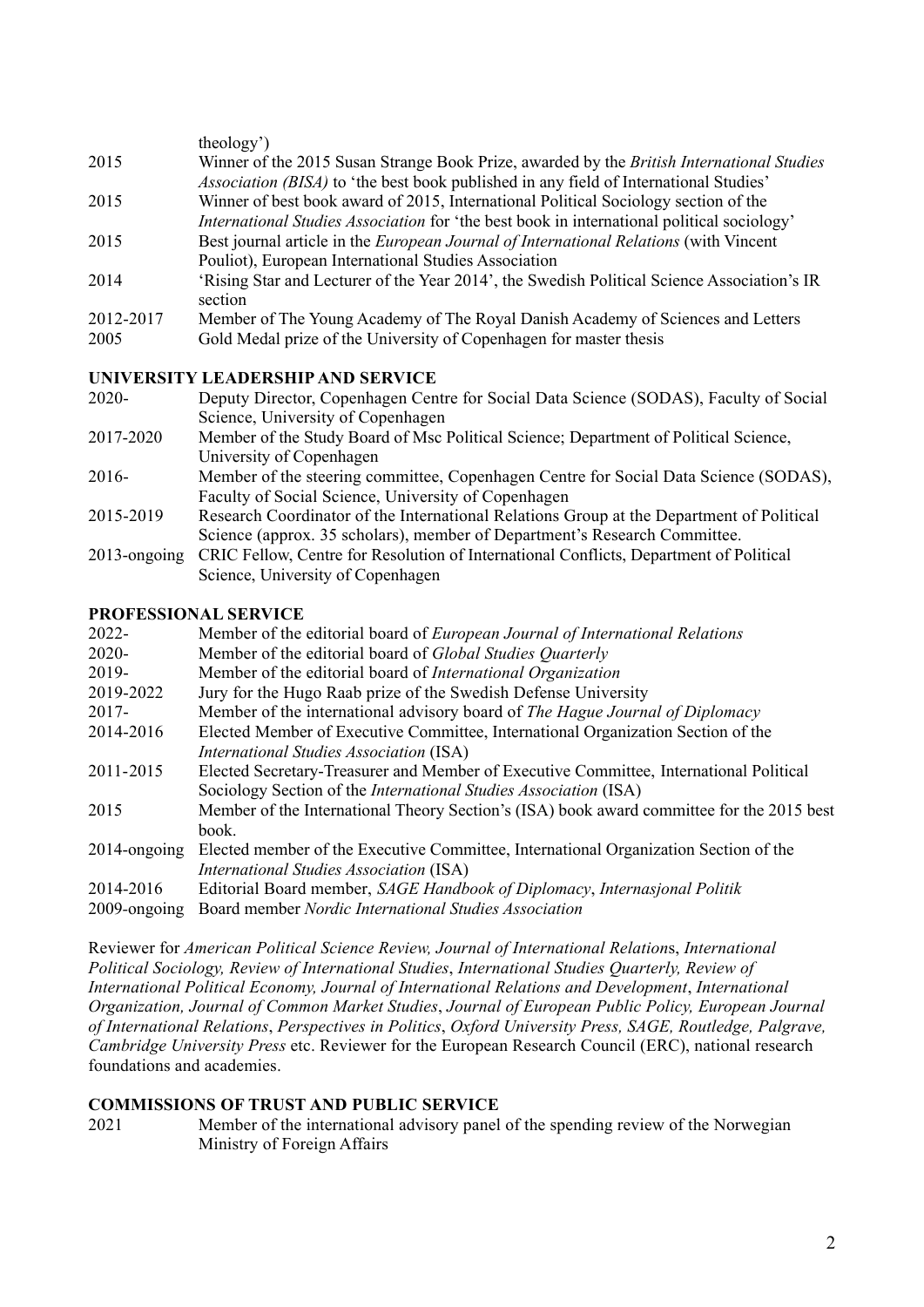theology')

| | |
|---|---|
| 2015 | Winner of the 2015 Susan Strange Book Prize, awarded by the *British International Studies Association (BISA)* to 'the best book published in any field of International Studies' |
| 2015 | Winner of best book award of 2015, International Political Sociology section of the *International Studies Association* for 'the best book in international political sociology' |
| 2015 | Best journal article in the *European Journal of International Relations* (with Vincent Pouliot), European International Studies Association |
| 2014 | 'Rising Star and Lecturer of the Year 2014', the Swedish Political Science Association's IR section |
| 2012-2017 | Member of The Young Academy of The Royal Danish Academy of Sciences and Letters |
| 2005 | Gold Medal prize of the University of Copenhagen for master thesis |

**UNIVERSITY LEADERSHIP AND SERVICE**

| | |
|---|---|
| 2020- | Deputy Director, Copenhagen Centre for Social Data Science (SODAS), Faculty of Social Science, University of Copenhagen |
| 2017-2020 | Member of the Study Board of Msc Political Science; Department of Political Science, University of Copenhagen |
| 2016- | Member of the steering committee, Copenhagen Centre for Social Data Science (SODAS), Faculty of Social Science, University of Copenhagen |
| 2015-2019 | Research Coordinator of the International Relations Group at the Department of Political Science (approx. 35 scholars), member of Department's Research Committee. |
| 2013-ongoing | CRIC Fellow, Centre for Resolution of International Conflicts, Department of Political Science, University of Copenhagen |

**PROFESSIONAL SERVICE**

| | |
|---|---|
| 2022- | Member of the editorial board of *European Journal of International Relations* |
| 2020- | Member of the editorial board of *Global Studies Quarterly* |
| 2019- | Member of the editorial board of *International Organization* |
| 2019-2022 | Jury for the Hugo Raab prize of the Swedish Defense University |
| 2017- | Member of the international advisory board of *The Hague Journal of Diplomacy* |
| 2014-2016 | Elected Member of Executive Committee, International Organization Section of the *International Studies Association* (ISA) |
| 2011-2015 | Elected Secretary-Treasurer and Member of Executive Committee, International Political Sociology Section of the *International Studies Association* (ISA) |
| 2015 | Member of the International Theory Section's (ISA) book award committee for the 2015 best book. |
| 2014-ongoing | Elected member of the Executive Committee, International Organization Section of the *International Studies Association* (ISA) |
| 2014-2016 | Editorial Board member, *SAGE Handbook of Diplomacy*, *Internasjonal Politik* |
| 2009-ongoing | Board member *Nordic International Studies Association* |

Reviewer for *American Political Science Review, Journal of International Relation*s, *International Political Sociology, Review of International Studies*, *International Studies Quarterly, Review of International Political Economy, Journal of International Relations and Development*, *International Organization, Journal of Common Market Studies*, *Journal of European Public Policy, European Journal of International Relations*, *Perspectives in Politics*, *Oxford University Press, SAGE, Routledge, Palgrave, Cambridge University Press* etc. Reviewer for the European Research Council (ERC), national research foundations and academies.

**COMMISSIONS OF TRUST AND PUBLIC SERVICE**

| | |
|---|---|
| 2021 | Member of the international advisory panel of the spending review of the Norwegian Ministry of Foreign Affairs |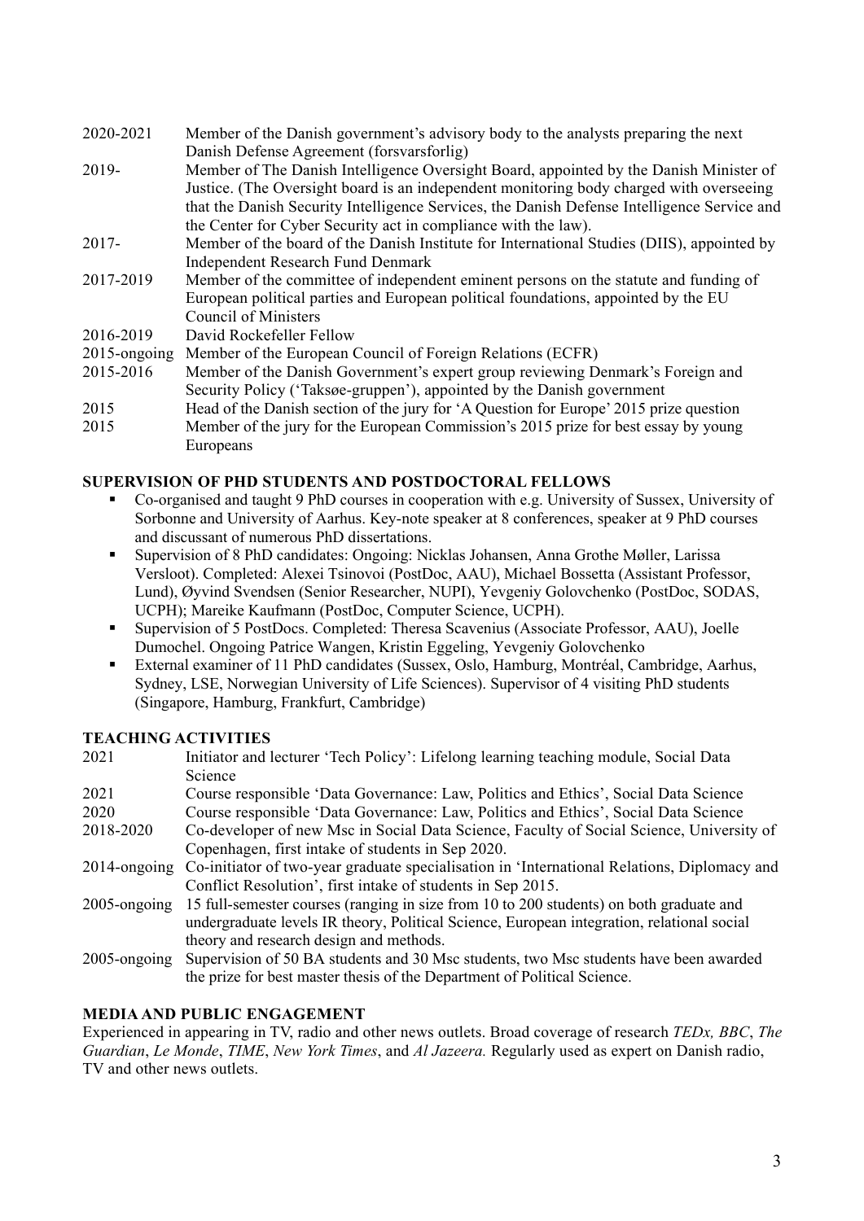| | |
|---|---|
| 2020-2021 | Member of the Danish government's advisory body to the analysts preparing the next Danish Defense Agreement (forsvarsforlig) |
| 2019- | Member of The Danish Intelligence Oversight Board, appointed by the Danish Minister of Justice. (The Oversight board is an independent monitoring body charged with overseeing that the Danish Security Intelligence Services, the Danish Defense Intelligence Service and the Center for Cyber Security act in compliance with the law). |
| 2017- | Member of the board of the Danish Institute for International Studies (DIIS), appointed by Independent Research Fund Denmark |
| 2017-2019 | Member of the committee of independent eminent persons on the statute and funding of European political parties and European political foundations, appointed by the EU Council of Ministers |
| 2016-2019 | David Rockefeller Fellow |
| 2015-ongoing | Member of the European Council of Foreign Relations (ECFR) |
| 2015-2016 | Member of the Danish Government's expert group reviewing Denmark's Foreign and Security Policy ('Taksøe-gruppen'), appointed by the Danish government |
| 2015 | Head of the Danish section of the jury for 'A Question for Europe' 2015 prize question |
| 2015 | Member of the jury for the European Commission's 2015 prize for best essay by young Europeans |

## SUPERVISION OF PHD STUDENTS AND POSTDOCTORAL FELLOWS

- Co-organised and taught 9 PhD courses in cooperation with e.g. University of Sussex, University of Sorbonne and University of Aarhus. Key-note speaker at 8 conferences, speaker at 9 PhD courses and discussant of numerous PhD dissertations.
- Supervision of 8 PhD candidates: Ongoing: Nicklas Johansen, Anna Grothe Møller, Larissa Versloot). Completed: Alexei Tsinovoi (PostDoc, AAU), Michael Bossetta (Assistant Professor, Lund), Øyvind Svendsen (Senior Researcher, NUPI), Yevgeniy Golovchenko (PostDoc, SODAS, UCPH); Mareike Kaufmann (PostDoc, Computer Science, UCPH).
- Supervision of 5 PostDocs. Completed: Theresa Scavenius (Associate Professor, AAU), Joelle Dumochel. Ongoing Patrice Wangen, Kristin Eggeling, Yevgeniy Golovchenko
- External examiner of 11 PhD candidates (Sussex, Oslo, Hamburg, Montréal, Cambridge, Aarhus, Sydney, LSE, Norwegian University of Life Sciences). Supervisor of 4 visiting PhD students (Singapore, Hamburg, Frankfurt, Cambridge)

## TEACHING ACTIVITIES

| | |
|---|---|
| 2021 | Initiator and lecturer 'Tech Policy': Lifelong learning teaching module, Social Data Science |
| 2021 | Course responsible 'Data Governance: Law, Politics and Ethics', Social Data Science |
| 2020 | Course responsible 'Data Governance: Law, Politics and Ethics', Social Data Science |
| 2018-2020 | Co-developer of new Msc in Social Data Science, Faculty of Social Science, University of Copenhagen, first intake of students in Sep 2020. |
| 2014-ongoing | Co-initiator of two-year graduate specialisation in 'International Relations, Diplomacy and Conflict Resolution', first intake of students in Sep 2015. |
| 2005-ongoing | 15 full-semester courses (ranging in size from 10 to 200 students) on both graduate and undergraduate levels IR theory, Political Science, European integration, relational social theory and research design and methods. |
| 2005-ongoing | Supervision of 50 BA students and 30 Msc students, two Msc students have been awarded the prize for best master thesis of the Department of Political Science. |

## MEDIA AND PUBLIC ENGAGEMENT

Experienced in appearing in TV, radio and other news outlets. Broad coverage of research *TEDx, BBC*, *The Guardian*, *Le Monde*, *TIME*, *New York Times*, and *Al Jazeera.* Regularly used as expert on Danish radio, TV and other news outlets.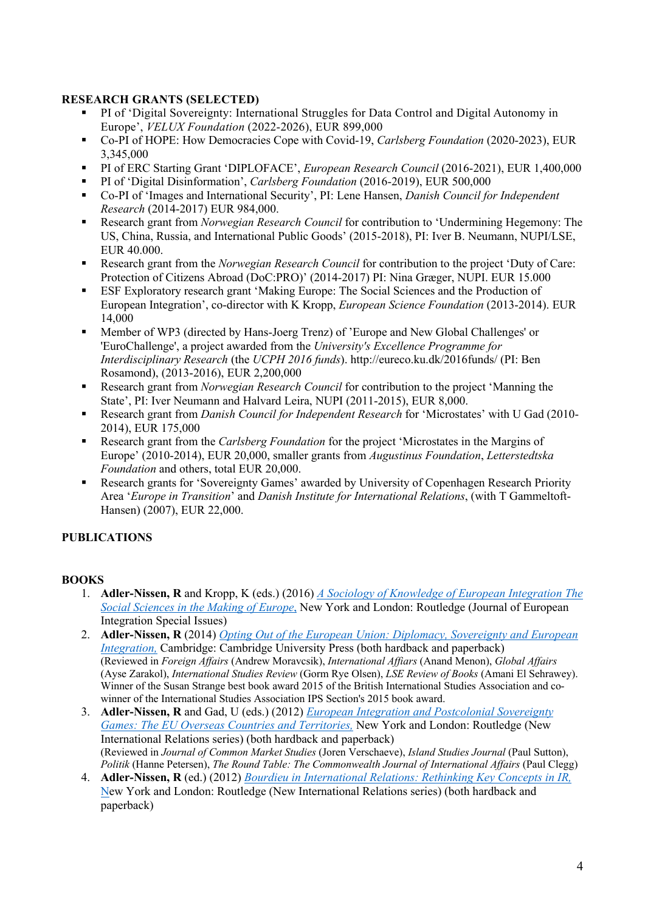**RESEARCH GRANTS (SELECTED)**

- PI of 'Digital Sovereignty: International Struggles for Data Control and Digital Autonomy in Europe', *VELUX Foundation* (2022-2026), EUR 899,000
- Co-PI of HOPE: How Democracies Cope with Covid-19, *Carlsberg Foundation* (2020-2023), EUR 3,345,000
- PI of ERC Starting Grant 'DIPLOFACE', *European Research Council* (2016-2021), EUR 1,400,000
- PI of 'Digital Disinformation', *Carlsberg Foundation* (2016-2019), EUR 500,000
- Co-PI of 'Images and International Security', PI: Lene Hansen, *Danish Council for Independent Research* (2014-2017) EUR 984,000.
- Research grant from *Norwegian Research Council* for contribution to 'Undermining Hegemony: The US, China, Russia, and International Public Goods' (2015-2018), PI: Iver B. Neumann, NUPI/LSE, EUR 40.000.
- Research grant from the *Norwegian Research Council* for contribution to the project 'Duty of Care: Protection of Citizens Abroad (DoC:PRO)' (2014-2017) PI: Nina Græger, NUPI. EUR 15.000
- ESF Exploratory research grant 'Making Europe: The Social Sciences and the Production of European Integration', co-director with K Kropp, *European Science Foundation* (2013-2014). EUR 14,000
- Member of WP3 (directed by Hans-Joerg Trenz) of 'Europe and New Global Challenges' or 'EuroChallenge', a project awarded from the *University's Excellence Programme for Interdisciplinary Research* (the *UCPH 2016 funds*). http://eureco.ku.dk/2016funds/ (PI: Ben Rosamond), (2013-2016), EUR 2,200,000
- Research grant from *Norwegian Research Council* for contribution to the project 'Manning the State', PI: Iver Neumann and Halvard Leira, NUPI (2011-2015), EUR 8,000.
- Research grant from *Danish Council for Independent Research* for 'Microstates' with U Gad (2010-2014), EUR 175,000
- Research grant from the *Carlsberg Foundation* for the project 'Microstates in the Margins of Europe' (2010-2014), EUR 20,000, smaller grants from *Augustinus Foundation*, *Letterstedtska Foundation* and others, total EUR 20,000.
- Research grants for 'Sovereignty Games' awarded by University of Copenhagen Research Priority Area '*Europe in Transition*' and *Danish Institute for International Relations*, (with T Gammeltoft-Hansen) (2007), EUR 22,000.

**PUBLICATIONS**

**BOOKS**

1. **Adler-Nissen, R** and Kropp, K (eds.) (2016) *A Sociology of Knowledge of European Integration The Social Sciences in the Making of Europe*, New York and London: Routledge (Journal of European Integration Special Issues)
2. **Adler-Nissen, R** (2014) *Opting Out of the European Union: Diplomacy, Sovereignty and European Integration*, Cambridge: Cambridge University Press (both hardback and paperback)
   (Reviewed in *Foreign Affairs* (Andrew Moravcsik), *International Affiars* (Anand Menon), *Global Affairs* (Ayse Zarakol), *International Studies Review* (Gorm Rye Olsen), *LSE Review of Books* (Amani El Sehrawey). Winner of the Susan Strange best book award 2015 of the British International Studies Association and co-winner of the International Studies Association IPS Section's 2015 book award.
3. **Adler-Nissen, R** and Gad, U (eds.) (2012) *European Integration and Postcolonial Sovereignty Games: The EU Overseas Countries and Territories*, New York and London: Routledge (New International Relations series) (both hardback and paperback)
   (Reviewed in *Journal of Common Market Studies* (Joren Verschaeve), *Island Studies Journal* (Paul Sutton), *Politik* (Hanne Petersen), *The Round Table: The Commonwealth Journal of International Affairs* (Paul Clegg)
4. **Adler-Nissen, R** (ed.) (2012) *Bourdieu in International Relations: Rethinking Key Concepts in IR*, New York and London: Routledge (New International Relations series) (both hardback and paperback)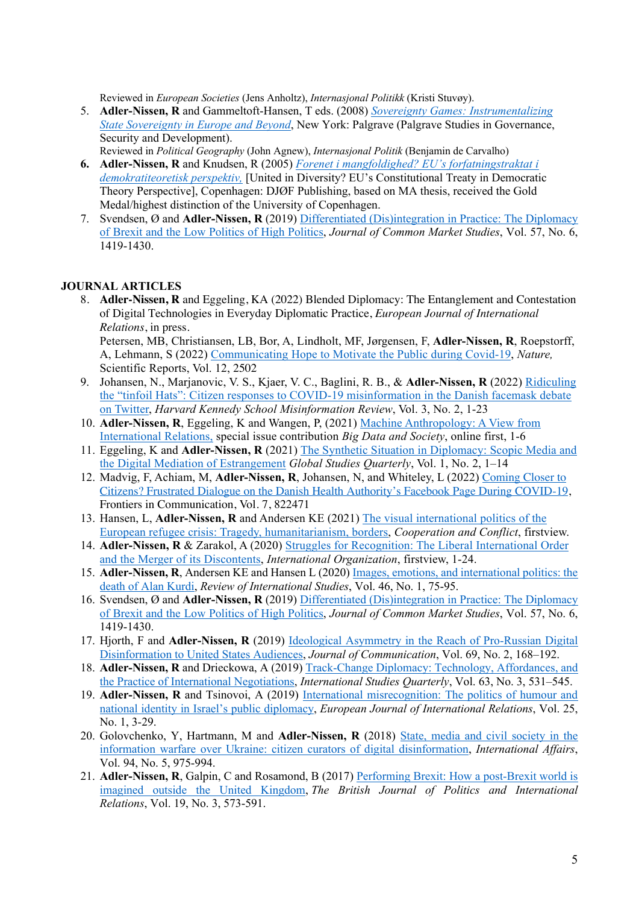Reviewed in *European Societies* (Jens Anholtz), *Internasjonal Politikk* (Kristi Stuvøy).

5. **Adler-Nissen, R** and Gammeltoft-Hansen, T eds. (2008) *Sovereignty Games: Instrumentalizing State Sovereignty in Europe and Beyond*, New York: Palgrave (Palgrave Studies in Governance, Security and Development).
   Reviewed in *Political Geography* (John Agnew), *Internasjonal Politik* (Benjamin de Carvalho)
6. **Adler-Nissen, R** and Knudsen, R (2005) *Forenet i mangfoldighed? EU's forfatningstraktat i demokratiteoretisk perspektiv,* [United in Diversity? EU's Constitutional Treaty in Democratic Theory Perspective], Copenhagen: DJØF Publishing, based on MA thesis, received the Gold Medal/highest distinction of the University of Copenhagen.
7. Svendsen, Ø and **Adler-Nissen, R** (2019) Differentiated (Dis)integration in Practice: The Diplomacy of Brexit and the Low Politics of High Politics, *Journal of Common Market Studies*, Vol. 57, No. 6, 1419-1430.

## JOURNAL ARTICLES

8. **Adler-Nissen, R** and Eggeling, KA (2022) Blended Diplomacy: The Entanglement and Contestation of Digital Technologies in Everyday Diplomatic Practice, *European Journal of International Relations*, in press.
   Petersen, MB, Christiansen, LB, Bor, A, Lindholt, MF, Jørgensen, F, **Adler-Nissen, R**, Roepstorff, A, Lehmann, S (2022) Communicating Hope to Motivate the Public during Covid-19, *Nature,* Scientific Reports, Vol. 12, 2502
9. Johansen, N., Marjanovic, V. S., Kjaer, V. C., Baglini, R. B., & **Adler-Nissen, R** (2022) Ridiculing the "tinfoil Hats": Citizen responses to COVID-19 misinformation in the Danish facemask debate on Twitter, *Harvard Kennedy School Misinformation Review*, Vol. 3, No. 2, 1-23
10. **Adler-Nissen, R**, Eggeling, K and Wangen, P, (2021) Machine Anthropology: A View from International Relations, special issue contribution *Big Data and Society*, online first, 1-6
11. Eggeling, K and **Adler-Nissen, R** (2021) The Synthetic Situation in Diplomacy: Scopic Media and the Digital Mediation of Estrangement *Global Studies Quarterly*, Vol. 1, No. 2, 1–14
12. Madvig, F, Achiam, M, **Adler-Nissen, R**, Johansen, N, and Whiteley, L (2022) Coming Closer to Citizens? Frustrated Dialogue on the Danish Health Authority's Facebook Page During COVID-19, Frontiers in Communication, Vol. 7, 822471
13. Hansen, L, **Adler-Nissen, R** and Andersen KE (2021) The visual international politics of the European refugee crisis: Tragedy, humanitarianism, borders, *Cooperation and Conflict*, firstview.
14. **Adler-Nissen, R** & Zarakol, A (2020) Struggles for Recognition: The Liberal International Order and the Merger of its Discontents, *International Organization*, firstview, 1-24.
15. **Adler-Nissen, R**, Andersen KE and Hansen L (2020) Images, emotions, and international politics: the death of Alan Kurdi, *Review of International Studies*, Vol. 46, No. 1, 75-95.
16. Svendsen, Ø and **Adler-Nissen, R** (2019) Differentiated (Dis)integration in Practice: The Diplomacy of Brexit and the Low Politics of High Politics, *Journal of Common Market Studies*, Vol. 57, No. 6, 1419-1430.
17. Hjorth, F and **Adler-Nissen, R** (2019) Ideological Asymmetry in the Reach of Pro-Russian Digital Disinformation to United States Audiences, *Journal of Communication*, Vol. 69, No. 2, 168–192.
18. **Adler-Nissen, R** and Drieckowa, A (2019) Track-Change Diplomacy: Technology, Affordances, and the Practice of International Negotiations, *International Studies Quarterly*, Vol. 63, No. 3, 531–545.
19. **Adler-Nissen, R** and Tsinovoi, A (2019) International misrecognition: The politics of humour and national identity in Israel's public diplomacy, *European Journal of International Relations*, Vol. 25, No. 1, 3-29.
20. Golovchenko, Y, Hartmann, M and **Adler-Nissen, R** (2018) State, media and civil society in the information warfare over Ukraine: citizen curators of digital disinformation, *International Affairs*, Vol. 94, No. 5, 975-994.
21. **Adler-Nissen, R**, Galpin, C and Rosamond, B (2017) Performing Brexit: How a post-Brexit world is imagined outside the United Kingdom, *The British Journal of Politics and International Relations*, Vol. 19, No. 3, 573-591.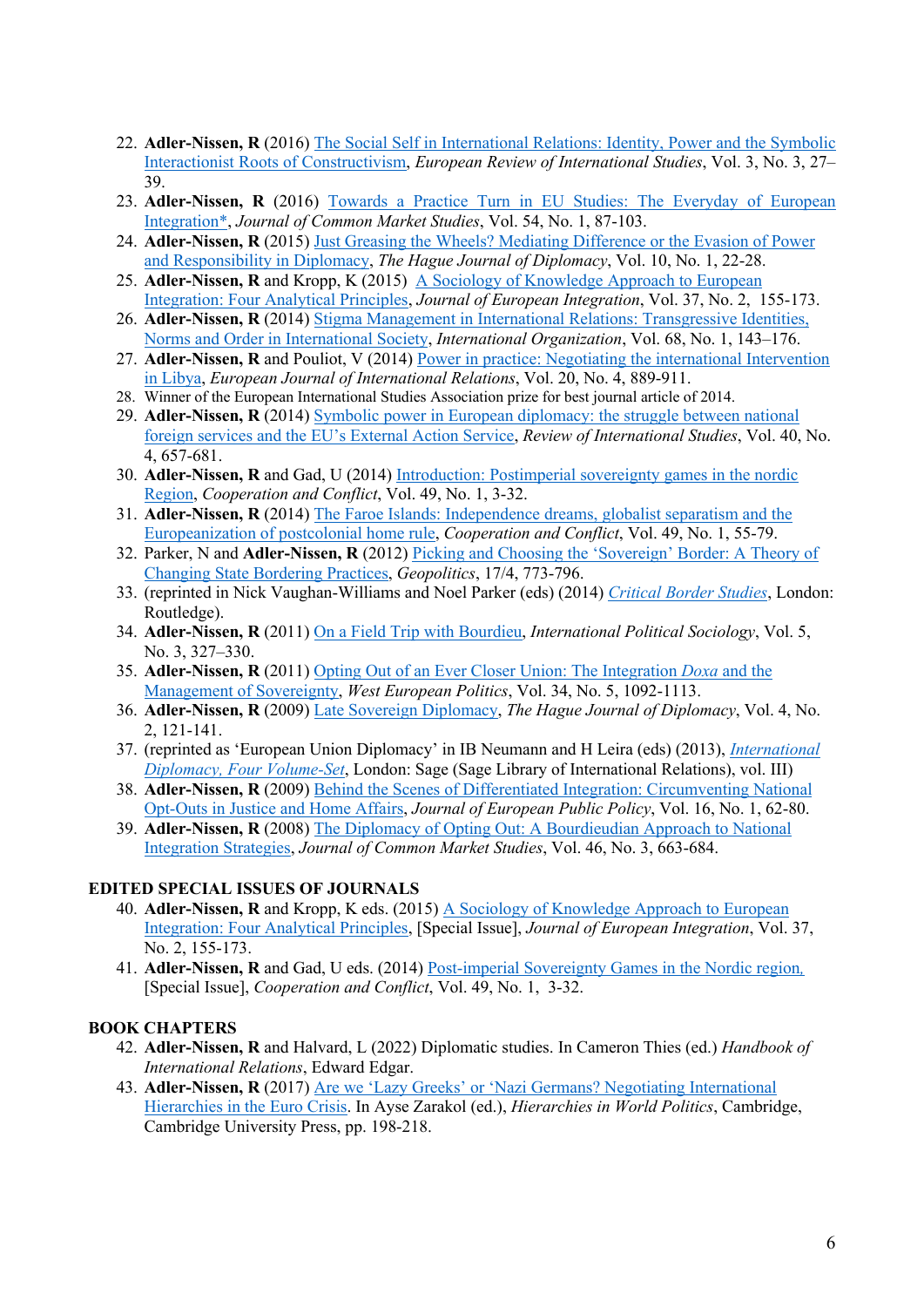22. **Adler-Nissen, R** (2016) The Social Self in International Relations: Identity, Power and the Symbolic Interactionist Roots of Constructivism, *European Review of International Studies*, Vol. 3, No. 3, 27–39.
23. **Adler-Nissen, R** (2016) Towards a Practice Turn in EU Studies: The Everyday of European Integration*, *Journal of Common Market Studies*, Vol. 54, No. 1, 87-103.
24. **Adler-Nissen, R** (2015) Just Greasing the Wheels? Mediating Difference or the Evasion of Power and Responsibility in Diplomacy, *The Hague Journal of Diplomacy*, Vol. 10, No. 1, 22-28.
25. **Adler-Nissen, R** and Kropp, K (2015) A Sociology of Knowledge Approach to European Integration: Four Analytical Principles, *Journal of European Integration*, Vol. 37, No. 2, 155-173.
26. **Adler-Nissen, R** (2014) Stigma Management in International Relations: Transgressive Identities, Norms and Order in International Society, *International Organization*, Vol. 68, No. 1, 143–176.
27. **Adler-Nissen, R** and Pouliot, V (2014) Power in practice: Negotiating the international Intervention in Libya, *European Journal of International Relations*, Vol. 20, No. 4, 889-911.
28. Winner of the European International Studies Association prize for best journal article of 2014.
29. **Adler-Nissen, R** (2014) Symbolic power in European diplomacy: the struggle between national foreign services and the EU's External Action Service, *Review of International Studies*, Vol. 40, No. 4, 657-681.
30. **Adler-Nissen, R** and Gad, U (2014) Introduction: Postimperial sovereignty games in the nordic Region, *Cooperation and Conflict*, Vol. 49, No. 1, 3-32.
31. **Adler-Nissen, R** (2014) The Faroe Islands: Independence dreams, globalist separatism and the Europeanization of postcolonial home rule, *Cooperation and Conflict*, Vol. 49, No. 1, 55-79.
32. Parker, N and **Adler-Nissen, R** (2012) Picking and Choosing the 'Sovereign' Border: A Theory of Changing State Bordering Practices, *Geopolitics*, 17/4, 773-796.
33. (reprinted in Nick Vaughan-Williams and Noel Parker (eds) (2014) *Critical Border Studies*, London: Routledge).
34. **Adler-Nissen, R** (2011) On a Field Trip with Bourdieu, *International Political Sociology*, Vol. 5, No. 3, 327–330.
35. **Adler-Nissen, R** (2011) Opting Out of an Ever Closer Union: The Integration *Doxa* and the Management of Sovereignty, *West European Politics*, Vol. 34, No. 5, 1092-1113.
36. **Adler-Nissen, R** (2009) Late Sovereign Diplomacy, *The Hague Journal of Diplomacy*, Vol. 4, No. 2, 121-141.
37. (reprinted as 'European Union Diplomacy' in IB Neumann and H Leira (eds) (2013), *International Diplomacy, Four Volume-Set*, London: Sage (Sage Library of International Relations), vol. III)
38. **Adler-Nissen, R** (2009) Behind the Scenes of Differentiated Integration: Circumventing National Opt-Outs in Justice and Home Affairs, *Journal of European Public Policy*, Vol. 16, No. 1, 62-80.
39. **Adler-Nissen, R** (2008) The Diplomacy of Opting Out: A Bourdieudian Approach to National Integration Strategies, *Journal of Common Market Studies*, Vol. 46, No. 3, 663-684.

**EDITED SPECIAL ISSUES OF JOURNALS**

40. **Adler-Nissen, R** and Kropp, K eds. (2015) A Sociology of Knowledge Approach to European Integration: Four Analytical Principles, [Special Issue], *Journal of European Integration*, Vol. 37, No. 2, 155-173.
41. **Adler-Nissen, R** and Gad, U eds. (2014) Post-imperial Sovereignty Games in the Nordic region, [Special Issue], *Cooperation and Conflict*, Vol. 49, No. 1, 3-32.

**BOOK CHAPTERS**

42. **Adler-Nissen, R** and Halvard, L (2022) Diplomatic studies. In Cameron Thies (ed.) *Handbook of International Relations*, Edward Edgar.
43. **Adler-Nissen, R** (2017) Are we 'Lazy Greeks' or 'Nazi Germans? Negotiating International Hierarchies in the Euro Crisis. In Ayse Zarakol (ed.), *Hierarchies in World Politics*, Cambridge, Cambridge University Press, pp. 198-218.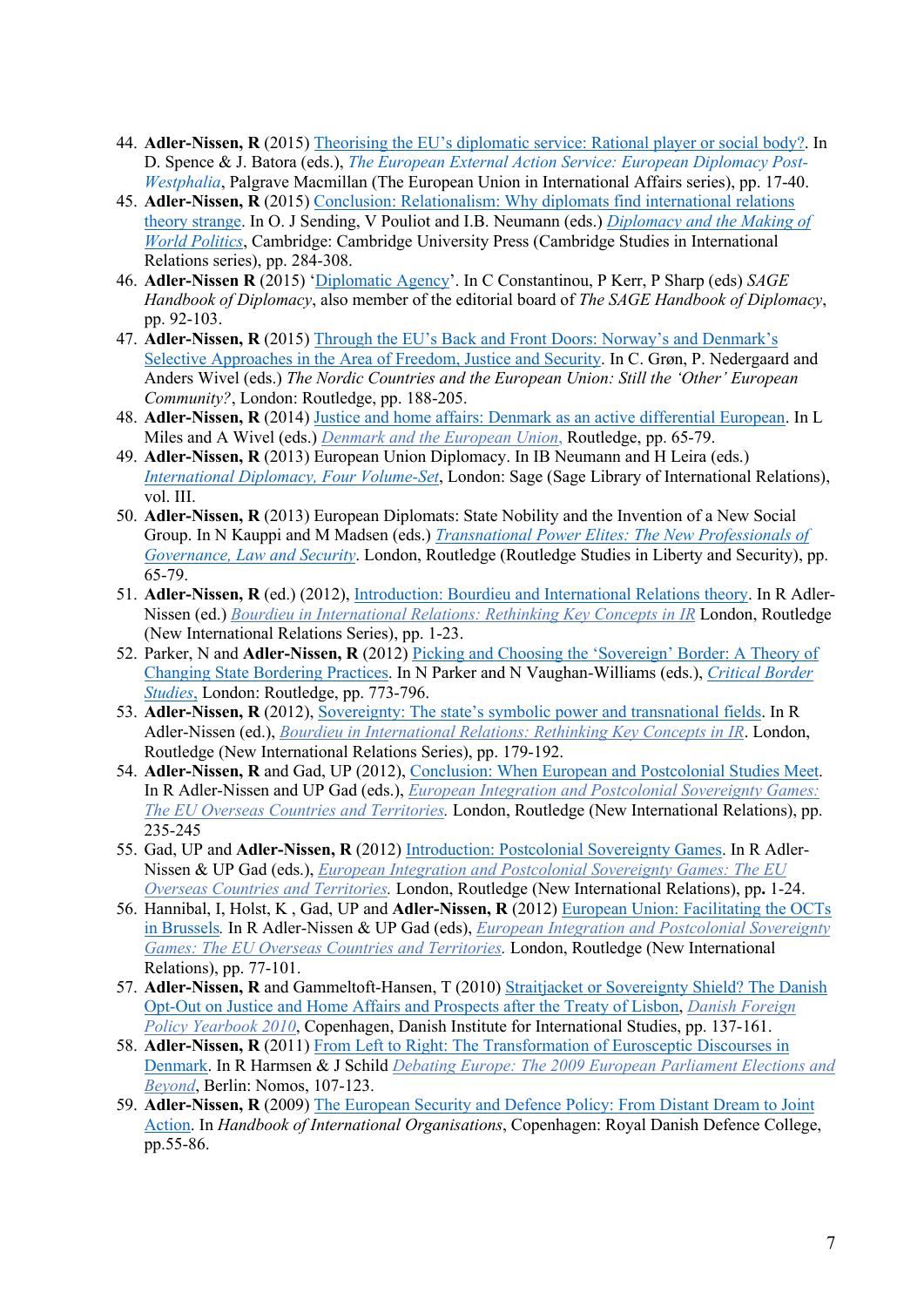44. **Adler-Nissen, R** (2015) Theorising the EU's diplomatic service: Rational player or social body?. In D. Spence & J. Batora (eds.), *The European External Action Service: European Diplomacy Post-Westphalia*, Palgrave Macmillan (The European Union in International Affairs series), pp. 17-40.
45. **Adler-Nissen, R** (2015) Conclusion: Relationalism: Why diplomats find international relations theory strange. In O. J Sending, V Pouliot and I.B. Neumann (eds.) *Diplomacy and the Making of World Politics*, Cambridge: Cambridge University Press (Cambridge Studies in International Relations series), pp. 284-308.
46. **Adler-Nissen R** (2015) 'Diplomatic Agency'. In C Constantinou, P Kerr, P Sharp (eds) *SAGE Handbook of Diplomacy*, also member of the editorial board of *The SAGE Handbook of Diplomacy*, pp. 92-103.
47. **Adler-Nissen, R** (2015) Through the EU's Back and Front Doors: Norway's and Denmark's Selective Approaches in the Area of Freedom, Justice and Security. In C. Grøn, P. Nedergaard and Anders Wivel (eds.) *The Nordic Countries and the European Union: Still the 'Other' European Community?*, London: Routledge, pp. 188-205.
48. **Adler-Nissen, R** (2014) Justice and home affairs: Denmark as an active differential European. In L Miles and A Wivel (eds.) *Denmark and the European Union,* Routledge, pp. 65-79.
49. **Adler-Nissen, R** (2013) European Union Diplomacy. In IB Neumann and H Leira (eds.) *International Diplomacy, Four Volume-Set*, London: Sage (Sage Library of International Relations), vol. III.
50. **Adler-Nissen, R** (2013) European Diplomats: State Nobility and the Invention of a New Social Group. In N Kauppi and M Madsen (eds.) *Transnational Power Elites: The New Professionals of Governance, Law and Security*. London, Routledge (Routledge Studies in Liberty and Security), pp. 65-79.
51. **Adler-Nissen, R** (ed.) (2012), Introduction: Bourdieu and International Relations theory. In R Adler-Nissen (ed.) *Bourdieu in International Relations: Rethinking Key Concepts in IR* London, Routledge (New International Relations Series), pp. 1-23.
52. Parker, N and **Adler-Nissen, R** (2012) Picking and Choosing the 'Sovereign' Border: A Theory of Changing State Bordering Practices. In N Parker and N Vaughan-Williams (eds.), *Critical Border Studies,* London: Routledge, pp. 773-796.
53. **Adler-Nissen, R** (2012), Sovereignty: The state's symbolic power and transnational fields. In R Adler-Nissen (ed.), *Bourdieu in International Relations: Rethinking Key Concepts in IR*. London, Routledge (New International Relations Series), pp. 179-192.
54. **Adler-Nissen, R** and Gad, UP (2012), Conclusion: When European and Postcolonial Studies Meet. In R Adler-Nissen and UP Gad (eds.), *European Integration and Postcolonial Sovereignty Games: The EU Overseas Countries and Territories.* London, Routledge (New International Relations), pp. 235-245
55. Gad, UP and **Adler-Nissen, R** (2012) Introduction: Postcolonial Sovereignty Games. In R Adler-Nissen & UP Gad (eds.), *European Integration and Postcolonial Sovereignty Games: The EU Overseas Countries and Territories.* London, Routledge (New International Relations), pp**.** 1-24.
56. Hannibal, I, Holst, K , Gad, UP and **Adler-Nissen, R** (2012) European Union: Facilitating the OCTs in Brussels*.* In R Adler-Nissen & UP Gad (eds), *European Integration and Postcolonial Sovereignty Games: The EU Overseas Countries and Territories.* London, Routledge (New International Relations), pp. 77-101.
57. **Adler-Nissen, R** and Gammeltoft-Hansen, T (2010) Straitjacket or Sovereignty Shield? The Danish Opt-Out on Justice and Home Affairs and Prospects after the Treaty of Lisbon, *Danish Foreign Policy Yearbook 2010*, Copenhagen, Danish Institute for International Studies, pp. 137-161.
58. **Adler-Nissen, R** (2011) From Left to Right: The Transformation of Eurosceptic Discourses in Denmark. In R Harmsen & J Schild *Debating Europe: The 2009 European Parliament Elections and Beyond*, Berlin: Nomos, 107-123.
59. **Adler-Nissen, R** (2009) The European Security and Defence Policy: From Distant Dream to Joint Action. In *Handbook of International Organisations*, Copenhagen: Royal Danish Defence College, pp.55-86.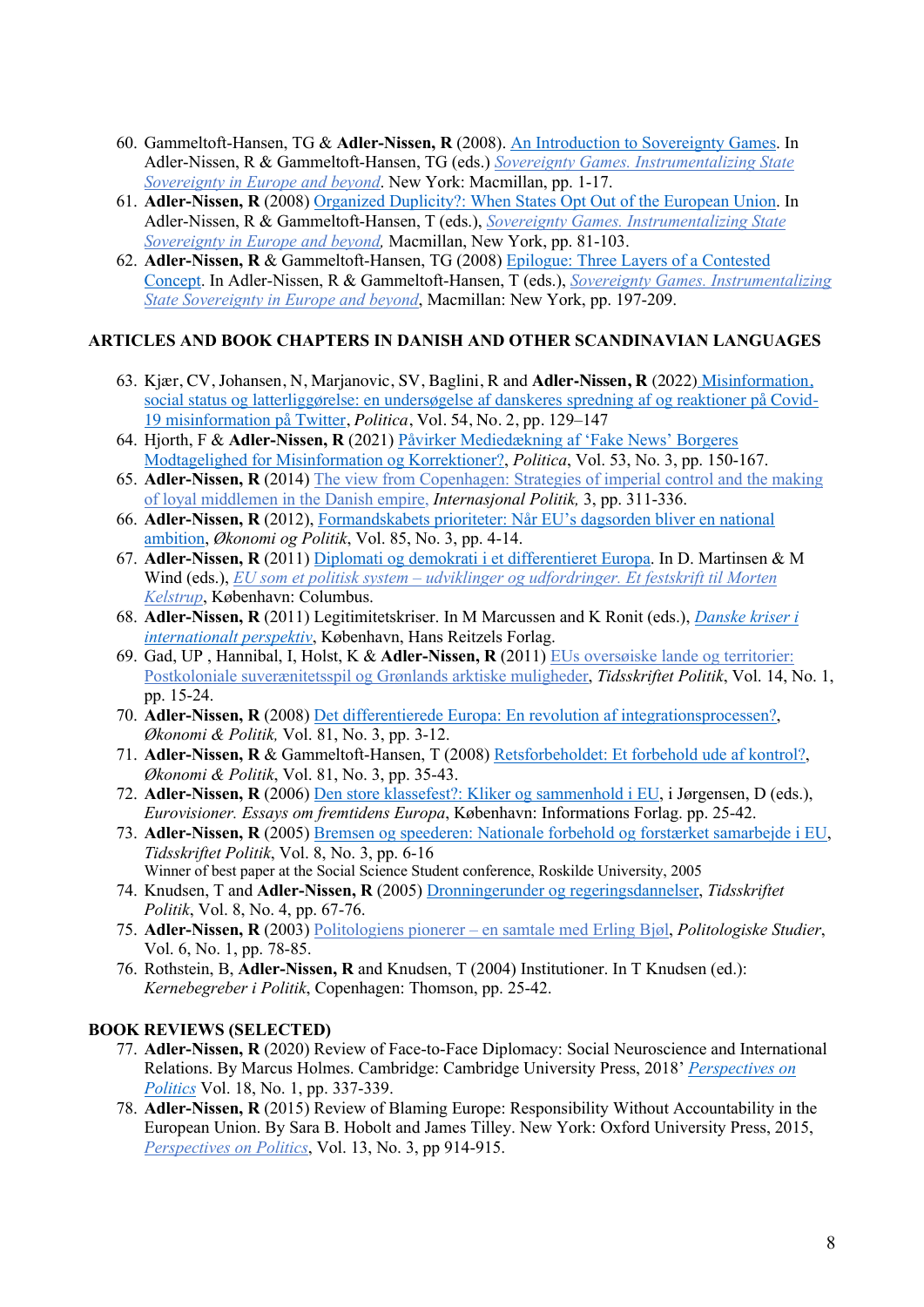60. Gammeltoft-Hansen, TG & **Adler-Nissen, R** (2008). An Introduction to Sovereignty Games. In Adler-Nissen, R & Gammeltoft-Hansen, TG (eds.) *Sovereignty Games. Instrumentalizing State Sovereignty in Europe and beyond*. New York: Macmillan, pp. 1-17.
61. **Adler-Nissen, R** (2008) Organized Duplicity?: When States Opt Out of the European Union. In Adler-Nissen, R & Gammeltoft-Hansen, T (eds.), *Sovereignty Games. Instrumentalizing State Sovereignty in Europe and beyond*, Macmillan, New York, pp. 81-103.
62. **Adler-Nissen, R** & Gammeltoft-Hansen, TG (2008) Epilogue: Three Layers of a Contested Concept. In Adler-Nissen, R & Gammeltoft-Hansen, T (eds.), *Sovereignty Games. Instrumentalizing State Sovereignty in Europe and beyond*, Macmillan: New York, pp. 197-209.

## ARTICLES AND BOOK CHAPTERS IN DANISH AND OTHER SCANDINAVIAN LANGUAGES

63. Kjær, CV, Johansen, N, Marjanovic, SV, Baglini, R and **Adler-Nissen, R** (2022) Misinformation, social status og latterliggørelse: en undersøgelse af danskeres spredning af og reaktioner på Covid-19 misinformation på Twitter, *Politica*, Vol. 54, No. 2, pp. 129–147
64. Hjorth, F & **Adler-Nissen, R** (2021) Påvirker Mediedækning af 'Fake News' Borgeres Modtagelighed for Misinformation og Korrektioner?, *Politica*, Vol. 53, No. 3, pp. 150-167.
65. **Adler-Nissen, R** (2014) The view from Copenhagen: Strategies of imperial control and the making of loyal middlemen in the Danish empire, *Internasjonal Politik,* 3, pp. 311-336.
66. **Adler-Nissen, R** (2012), Formandskabets prioriteter: Når EU's dagsorden bliver en national ambition, *Økonomi og Politik*, Vol. 85, No. 3, pp. 4-14.
67. **Adler-Nissen, R** (2011) Diplomati og demokrati i et differentieret Europa. In D. Martinsen & M Wind (eds.), *EU som et politisk system – udviklinger og udfordringer. Et festskrift til Morten Kelstrup*, København: Columbus.
68. **Adler-Nissen, R** (2011) Legitimitetskriser. In M Marcussen and K Ronit (eds.), *Danske kriser i internationalt perspektiv*, København, Hans Reitzels Forlag.
69. Gad, UP , Hannibal, I, Holst, K & **Adler-Nissen, R** (2011) EUs oversøiske lande og territorier: Postkoloniale suverænitetsspil og Grønlands arktiske muligheder, *Tidsskriftet Politik*, Vol. 14, No. 1, pp. 15-24.
70. **Adler-Nissen, R** (2008) Det differentierede Europa: En revolution af integrationsprocessen?, *Økonomi & Politik,* Vol. 81, No. 3, pp. 3-12.
71. **Adler-Nissen, R** & Gammeltoft-Hansen, T (2008) Retsforbeholdet: Et forbehold ude af kontrol?, *Økonomi & Politik*, Vol. 81, No. 3, pp. 35-43.
72. **Adler-Nissen, R** (2006) Den store klassefest?: Kliker og sammenhold i EU, i Jørgensen, D (eds.), *Eurovisioner. Essays om fremtidens Europa*, København: Informations Forlag. pp. 25-42.
73. **Adler-Nissen, R** (2005) Bremsen og speederen: Nationale forbehold og forstærket samarbejde i EU, *Tidsskriftet Politik*, Vol. 8, No. 3, pp. 6-16
    Winner of best paper at the Social Science Student conference, Roskilde University, 2005
74. Knudsen, T and **Adler-Nissen, R** (2005) Dronningerunder og regeringsdannelser, *Tidsskriftet Politik*, Vol. 8, No. 4, pp. 67-76.
75. **Adler-Nissen, R** (2003) Politologiens pionerer – en samtale med Erling Bjøl, *Politologiske Studier*, Vol. 6, No. 1, pp. 78-85.
76. Rothstein, B, **Adler-Nissen, R** and Knudsen, T (2004) Institutioner. In T Knudsen (ed.): *Kernebegreber i Politik*, Copenhagen: Thomson, pp. 25-42.

## BOOK REVIEWS (SELECTED)

77. **Adler-Nissen, R** (2020) Review of Face-to-Face Diplomacy: Social Neuroscience and International Relations. By Marcus Holmes. Cambridge: Cambridge University Press, 2018' *Perspectives on Politics* Vol. 18, No. 1, pp. 337-339.
78. **Adler-Nissen, R** (2015) Review of Blaming Europe: Responsibility Without Accountability in the European Union. By Sara B. Hobolt and James Tilley. New York: Oxford University Press, 2015, *Perspectives on Politics*, Vol. 13, No. 3, pp 914-915.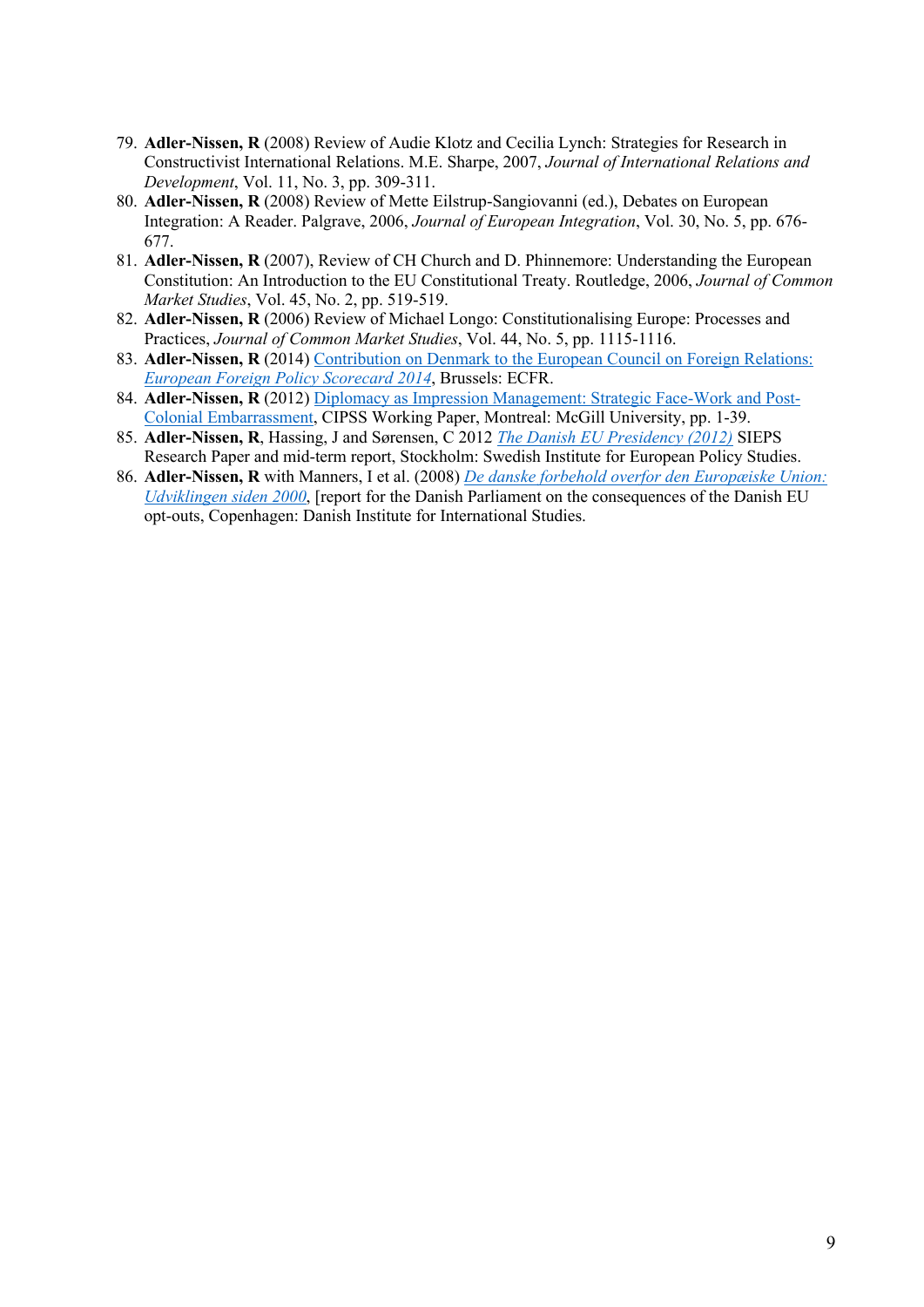79. **Adler-Nissen, R** (2008) Review of Audie Klotz and Cecilia Lynch: Strategies for Research in Constructivist International Relations. M.E. Sharpe, 2007, *Journal of International Relations and Development*, Vol. 11, No. 3, pp. 309-311.
80. **Adler-Nissen, R** (2008) Review of Mette Eilstrup-Sangiovanni (ed.), Debates on European Integration: A Reader. Palgrave, 2006, *Journal of European Integration*, Vol. 30, No. 5, pp. 676-677.
81. **Adler-Nissen, R** (2007), Review of CH Church and D. Phinnemore: Understanding the European Constitution: An Introduction to the EU Constitutional Treaty. Routledge, 2006, *Journal of Common Market Studies*, Vol. 45, No. 2, pp. 519-519.
82. **Adler-Nissen, R** (2006) Review of Michael Longo: Constitutionalising Europe: Processes and Practices, *Journal of Common Market Studies*, Vol. 44, No. 5, pp. 1115-1116.
83. **Adler-Nissen, R** (2014) Contribution on Denmark to the European Council on Foreign Relations: *European Foreign Policy Scorecard 2014*, Brussels: ECFR.
84. **Adler-Nissen, R** (2012) Diplomacy as Impression Management: Strategic Face-Work and Post-Colonial Embarrassment, CIPSS Working Paper, Montreal: McGill University, pp. 1-39.
85. **Adler-Nissen, R**, Hassing, J and Sørensen, C 2012 *The Danish EU Presidency (2012)* SIEPS Research Paper and mid-term report, Stockholm: Swedish Institute for European Policy Studies.
86. **Adler-Nissen, R** with Manners, I et al. (2008) *De danske forbehold overfor den Europæiske Union: Udviklingen siden 2000*, [report for the Danish Parliament on the consequences of the Danish EU opt-outs, Copenhagen: Danish Institute for International Studies.